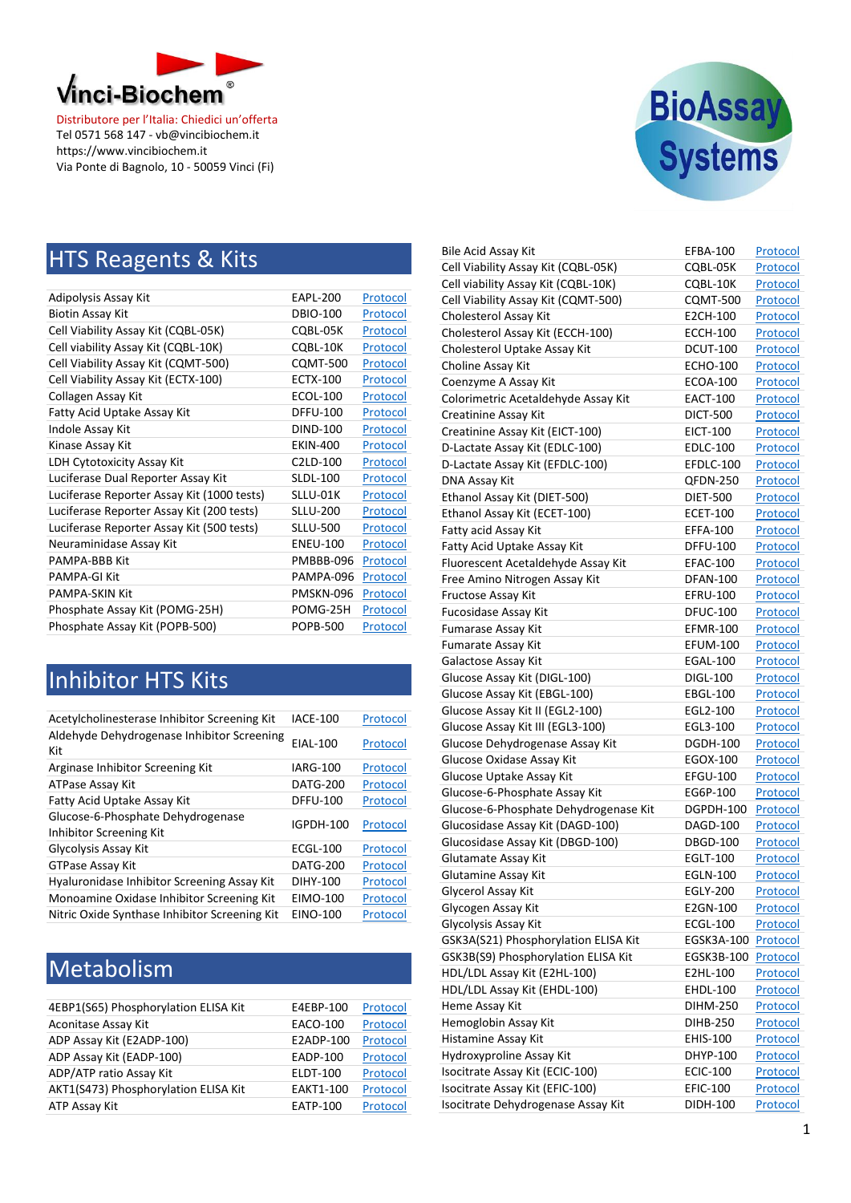Vinci-Biochem®

Distributore per l'Italia: Chiedici un'offerta
Tel 0571 568 147 - vb@vincibiochem.it
https://www.vincibiochem.it
Via Ponte di Bagnolo, 10 - 50059 Vinci (Fi)

BioAssay Systems

## HTS Reagents & Kits

| | | |
|---|---|---|
| Adipolysis Assay Kit | EAPL-200 | Protocol |
| Biotin Assay Kit | DBIO-100 | Protocol |
| Cell Viability Assay Kit (CQBL-05K) | CQBL-05K | Protocol |
| Cell viability Assay Kit (CQBL-10K) | CQBL-10K | Protocol |
| Cell Viability Assay Kit (CQMT-500) | CQMT-500 | Protocol |
| Cell Viability Assay Kit (ECTX-100) | ECTX-100 | Protocol |
| Collagen Assay Kit | ECOL-100 | Protocol |
| Fatty Acid Uptake Assay Kit | DFFU-100 | Protocol |
| Indole Assay Kit | DIND-100 | Protocol |
| Kinase Assay Kit | EKIN-400 | Protocol |
| LDH Cytotoxicity Assay Kit | C2LD-100 | Protocol |
| Luciferase Dual Reporter Assay Kit | SDLD-100 | Protocol |
| Luciferase Reporter Assay Kit (1000 tests) | SLLU-01K | Protocol |
| Luciferase Reporter Assay Kit (200 tests) | SLLU-200 | Protocol |
| Luciferase Reporter Assay Kit (500 tests) | SLLU-500 | Protocol |
| Neuraminidase Assay Kit | ENEU-100 | Protocol |
| PAMPA-BBB Kit | PMBBB-096 | Protocol |
| PAMPA-GI Kit | PAMPA-096 | Protocol |
| PAMPA-SKIN Kit | PMSKN-096 | Protocol |
| Phosphate Assay Kit (POMG-25H) | POMG-25H | Protocol |
| Phosphate Assay Kit (POPB-500) | POPB-500 | Protocol |

## Inhibitor HTS Kits

| | | |
|---|---|---|
| Acetylcholinesterase Inhibitor Screening Kit | IACE-100 | Protocol |
| Aldehyde Dehydrogenase Inhibitor Screening Kit | EIAL-100 | Protocol |
| Arginase Inhibitor Screening Kit | IARG-100 | Protocol |
| ATPase Assay Kit | DATG-200 | Protocol |
| Fatty Acid Uptake Assay Kit | DFFU-100 | Protocol |
| Glucose-6-Phosphate Dehydrogenase Inhibitor Screening Kit | IGPDH-100 | Protocol |
| Glycolysis Assay Kit | ECGL-100 | Protocol |
| GTPase Assay Kit | DATG-200 | Protocol |
| Hyaluronidase Inhibitor Screening Assay Kit | DIHY-100 | Protocol |
| Monoamine Oxidase Inhibitor Screening Kit | EIMO-100 | Protocol |
| Nitric Oxide Synthase Inhibitor Screening Kit | EINO-100 | Protocol |

## Metabolism

| | | |
|---|---|---|
| 4EBP1(S65) Phosphorylation ELISA Kit | E4EBP-100 | Protocol |
| Aconitase Assay Kit | EACO-100 | Protocol |
| ADP Assay Kit (E2ADP-100) | E2ADP-100 | Protocol |
| ADP Assay Kit (EADP-100) | EADP-100 | Protocol |
| ADP/ATP ratio Assay Kit | ELDT-100 | Protocol |
| AKT1(S473) Phosphorylation ELISA Kit | EAKT1-100 | Protocol |
| ATP Assay Kit | EATP-100 | Protocol |
| Bile Acid Assay Kit | EFBA-100 | Protocol |
| Cell Viability Assay Kit (CQBL-05K) | CQBL-05K | Protocol |
| Cell viability Assay Kit (CQBL-10K) | CQBL-10K | Protocol |
| Cell Viability Assay Kit (CQMT-500) | CQMT-500 | Protocol |
| Cholesterol Assay Kit | E2CH-100 | Protocol |
| Cholesterol Assay Kit (ECCH-100) | ECCH-100 | Protocol |
| Cholesterol Uptake Assay Kit | DCUT-100 | Protocol |
| Choline Assay Kit | ECHO-100 | Protocol |
| Coenzyme A Assay Kit | ECOA-100 | Protocol |
| Colorimetric Acetaldehyde Assay Kit | EACT-100 | Protocol |
| Creatinine Assay Kit | DICT-500 | Protocol |
| Creatinine Assay Kit (EICT-100) | EICT-100 | Protocol |
| D-Lactate Assay Kit (EDLC-100) | EDLC-100 | Protocol |
| D-Lactate Assay Kit (EFDLC-100) | EFDLC-100 | Protocol |
| DNA Assay Kit | QFDN-250 | Protocol |
| Ethanol Assay Kit (DIET-500) | DIET-500 | Protocol |
| Ethanol Assay Kit (ECET-100) | ECET-100 | Protocol |
| Fatty acid Assay Kit | EFFA-100 | Protocol |
| Fatty Acid Uptake Assay Kit | DFFU-100 | Protocol |
| Fluorescent Acetaldehyde Assay Kit | EFAC-100 | Protocol |
| Free Amino Nitrogen Assay Kit | DFAN-100 | Protocol |
| Fructose Assay Kit | EFRU-100 | Protocol |
| Fucosidase Assay Kit | DFUC-100 | Protocol |
| Fumarase Assay Kit | EFMR-100 | Protocol |
| Fumarate Assay Kit | EFUM-100 | Protocol |
| Galactose Assay Kit | EGAL-100 | Protocol |
| Glucose Assay Kit (DIGL-100) | DIGL-100 | Protocol |
| Glucose Assay Kit (EBGL-100) | EBGL-100 | Protocol |
| Glucose Assay Kit II (EGL2-100) | EGL2-100 | Protocol |
| Glucose Assay Kit III (EGL3-100) | EGL3-100 | Protocol |
| Glucose Dehydrogenase Assay Kit | DGDH-100 | Protocol |
| Glucose Oxidase Assay Kit | EGOX-100 | Protocol |
| Glucose Uptake Assay Kit | EFGU-100 | Protocol |
| Glucose-6-Phosphate Assay Kit | EG6P-100 | Protocol |
| Glucose-6-Phosphate Dehydrogenase Kit | DGPDH-100 | Protocol |
| Glucosidase Assay Kit (DAGD-100) | DAGD-100 | Protocol |
| Glucosidase Assay Kit (DBGD-100) | DBGD-100 | Protocol |
| Glutamate Assay Kit | EGLT-100 | Protocol |
| Glutamine Assay Kit | EGLN-100 | Protocol |
| Glycerol Assay Kit | EGLY-200 | Protocol |
| Glycogen Assay Kit | E2GN-100 | Protocol |
| Glycolysis Assay Kit | ECGL-100 | Protocol |
| GSK3A(S21) Phosphorylation ELISA Kit | EGSK3A-100 | Protocol |
| GSK3B(S9) Phosphorylation ELISA Kit | EGSK3B-100 | Protocol |
| HDL/LDL Assay Kit (E2HL-100) | E2HL-100 | Protocol |
| HDL/LDL Assay Kit (EHDL-100) | EHDL-100 | Protocol |
| Heme Assay Kit | DIHM-250 | Protocol |
| Hemoglobin Assay Kit | DIHB-250 | Protocol |
| Histamine Assay Kit | EHIS-100 | Protocol |
| Hydroxyproline Assay Kit | DHYP-100 | Protocol |
| Isocitrate Assay Kit (ECIC-100) | ECIC-100 | Protocol |
| Isocitrate Assay Kit (EFIC-100) | EFIC-100 | Protocol |
| Isocitrate Dehydrogenase Assay Kit | DIDH-100 | Protocol |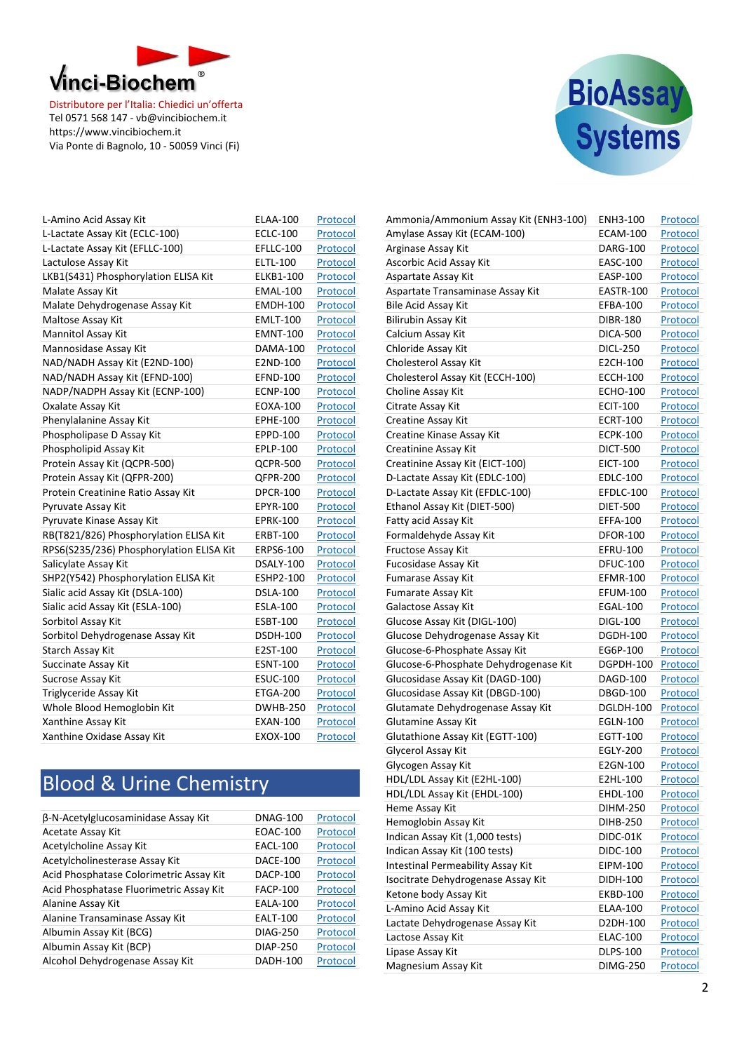Vinci-Biochem®

Distributore per l'Italia: Chiedici un'offerta
Tel 0571 568 147 - vb@vincibiochem.it
https://www.vincibiochem.it
Via Ponte di Bagnolo, 10 - 50059 Vinci (Fi)

BioAssay Systems

| | | |
|---|---|---|
| L-Amino Acid Assay Kit | ELAA-100 | Protocol |
| L-Lactate Assay Kit (ECLC-100) | ECLC-100 | Protocol |
| L-Lactate Assay Kit (EFLLC-100) | EFLLC-100 | Protocol |
| Lactulose Assay Kit | ELTL-100 | Protocol |
| LKB1(S431) Phosphorylation ELISA Kit | ELKB1-100 | Protocol |
| Malate Assay Kit | EMAL-100 | Protocol |
| Malate Dehydrogenase Assay Kit | EMDH-100 | Protocol |
| Maltose Assay Kit | EMLT-100 | Protocol |
| Mannitol Assay Kit | EMNT-100 | Protocol |
| Mannosidase Assay Kit | DAMA-100 | Protocol |
| NAD/NADH Assay Kit (E2ND-100) | E2ND-100 | Protocol |
| NAD/NADH Assay Kit (EFND-100) | EFND-100 | Protocol |
| NADP/NADPH Assay Kit (ECNP-100) | ECNP-100 | Protocol |
| Oxalate Assay Kit | EOXA-100 | Protocol |
| Phenylalanine Assay Kit | EPHE-100 | Protocol |
| Phospholipase D Assay Kit | EPPD-100 | Protocol |
| Phospholipid Assay Kit | EPLP-100 | Protocol |
| Protein Assay Kit (QCPR-500) | QCPR-500 | Protocol |
| Protein Assay Kit (QFPR-200) | QFPR-200 | Protocol |
| Protein Creatinine Ratio Assay Kit | DPCR-100 | Protocol |
| Pyruvate Assay Kit | EPYR-100 | Protocol |
| Pyruvate Kinase Assay Kit | EPRK-100 | Protocol |
| RB(T821/826) Phosphorylation ELISA Kit | ERBT-100 | Protocol |
| RPS6(S235/236) Phosphorylation ELISA Kit | ERPS6-100 | Protocol |
| Salicylate Assay Kit | DSALY-100 | Protocol |
| SHP2(Y542) Phosphorylation ELISA Kit | ESHP2-100 | Protocol |
| Sialic acid Assay Kit (DSLA-100) | DSLA-100 | Protocol |
| Sialic acid Assay Kit (ESLA-100) | ESLA-100 | Protocol |
| Sorbitol Assay Kit | ESBT-100 | Protocol |
| Sorbitol Dehydrogenase Assay Kit | DSDH-100 | Protocol |
| Starch Assay Kit | E2ST-100 | Protocol |
| Succinate Assay Kit | ESNT-100 | Protocol |
| Sucrose Assay Kit | ESUC-100 | Protocol |
| Triglyceride Assay Kit | ETGA-200 | Protocol |
| Whole Blood Hemoglobin Kit | DWHB-250 | Protocol |
| Xanthine Assay Kit | EXAN-100 | Protocol |
| Xanthine Oxidase Assay Kit | EXOX-100 | Protocol |

## Blood & Urine Chemistry

| | | |
|---|---|---|
| β-N-Acetylglucosaminidase Assay Kit | DNAG-100 | Protocol |
| Acetate Assay Kit | EOAC-100 | Protocol |
| Acetylcholine Assay Kit | EACL-100 | Protocol |
| Acetylcholinesterase Assay Kit | DACE-100 | Protocol |
| Acid Phosphatase Colorimetric Assay Kit | DACP-100 | Protocol |
| Acid Phosphatase Fluorimetric Assay Kit | FACP-100 | Protocol |
| Alanine Assay Kit | EALA-100 | Protocol |
| Alanine Transaminase Assay Kit | EALT-100 | Protocol |
| Albumin Assay Kit (BCG) | DIAG-250 | Protocol |
| Albumin Assay Kit (BCP) | DIAP-250 | Protocol |
| Alcohol Dehydrogenase Assay Kit | DADH-100 | Protocol |
| Ammonia/Ammonium Assay Kit (ENH3-100) | ENH3-100 | Protocol |
| Amylase Assay Kit (ECAM-100) | ECAM-100 | Protocol |
| Arginase Assay Kit | DARG-100 | Protocol |
| Ascorbic Acid Assay Kit | EASC-100 | Protocol |
| Aspartate Assay Kit | EASP-100 | Protocol |
| Aspartate Transaminase Assay Kit | EASTR-100 | Protocol |
| Bile Acid Assay Kit | EFBA-100 | Protocol |
| Bilirubin Assay Kit | DIBR-180 | Protocol |
| Calcium Assay Kit | DICA-500 | Protocol |
| Chloride Assay Kit | DICL-250 | Protocol |
| Cholesterol Assay Kit | E2CH-100 | Protocol |
| Cholesterol Assay Kit (ECCH-100) | ECCH-100 | Protocol |
| Choline Assay Kit | ECHO-100 | Protocol |
| Citrate Assay Kit | ECIT-100 | Protocol |
| Creatine Assay Kit | ECRT-100 | Protocol |
| Creatine Kinase Assay Kit | ECPK-100 | Protocol |
| Creatinine Assay Kit | DICT-500 | Protocol |
| Creatinine Assay Kit (EICT-100) | EICT-100 | Protocol |
| D-Lactate Assay Kit (EDLC-100) | EDLC-100 | Protocol |
| D-Lactate Assay Kit (EFDLC-100) | EFDLC-100 | Protocol |
| Ethanol Assay Kit (DIET-500) | DIET-500 | Protocol |
| Fatty acid Assay Kit | EFFA-100 | Protocol |
| Formaldehyde Assay Kit | DFOR-100 | Protocol |
| Fructose Assay Kit | EFRU-100 | Protocol |
| Fucosidase Assay Kit | DFUC-100 | Protocol |
| Fumarase Assay Kit | EFMR-100 | Protocol |
| Fumarate Assay Kit | EFUM-100 | Protocol |
| Galactose Assay Kit | EGAL-100 | Protocol |
| Glucose Assay Kit (DIGL-100) | DIGL-100 | Protocol |
| Glucose Dehydrogenase Assay Kit | DGDH-100 | Protocol |
| Glucose-6-Phosphate Assay Kit | EG6P-100 | Protocol |
| Glucose-6-Phosphate Dehydrogenase Kit | DGPDH-100 | Protocol |
| Glucosidase Assay Kit (DAGD-100) | DAGD-100 | Protocol |
| Glucosidase Assay Kit (DBGD-100) | DBGD-100 | Protocol |
| Glutamate Dehydrogenase Assay Kit | DGLDH-100 | Protocol |
| Glutamine Assay Kit | EGLN-100 | Protocol |
| Glutathione Assay Kit (EGTT-100) | EGTT-100 | Protocol |
| Glycerol Assay Kit | EGLY-200 | Protocol |
| Glycogen Assay Kit | E2GN-100 | Protocol |
| HDL/LDL Assay Kit (E2HL-100) | E2HL-100 | Protocol |
| HDL/LDL Assay Kit (EHDL-100) | EHDL-100 | Protocol |
| Heme Assay Kit | DIHM-250 | Protocol |
| Hemoglobin Assay Kit | DIHB-250 | Protocol |
| Indican Assay Kit (1,000 tests) | DIDC-01K | Protocol |
| Indican Assay Kit (100 tests) | DIDC-100 | Protocol |
| Intestinal Permeability Assay Kit | EIPM-100 | Protocol |
| Isocitrate Dehydrogenase Assay Kit | DIDH-100 | Protocol |
| Ketone body Assay Kit | EKBD-100 | Protocol |
| L-Amino Acid Assay Kit | ELAA-100 | Protocol |
| Lactate Dehydrogenase Assay Kit | D2DH-100 | Protocol |
| Lactose Assay Kit | ELAC-100 | Protocol |
| Lipase Assay Kit | DLPS-100 | Protocol |
| Magnesium Assay Kit | DIMG-250 | Protocol |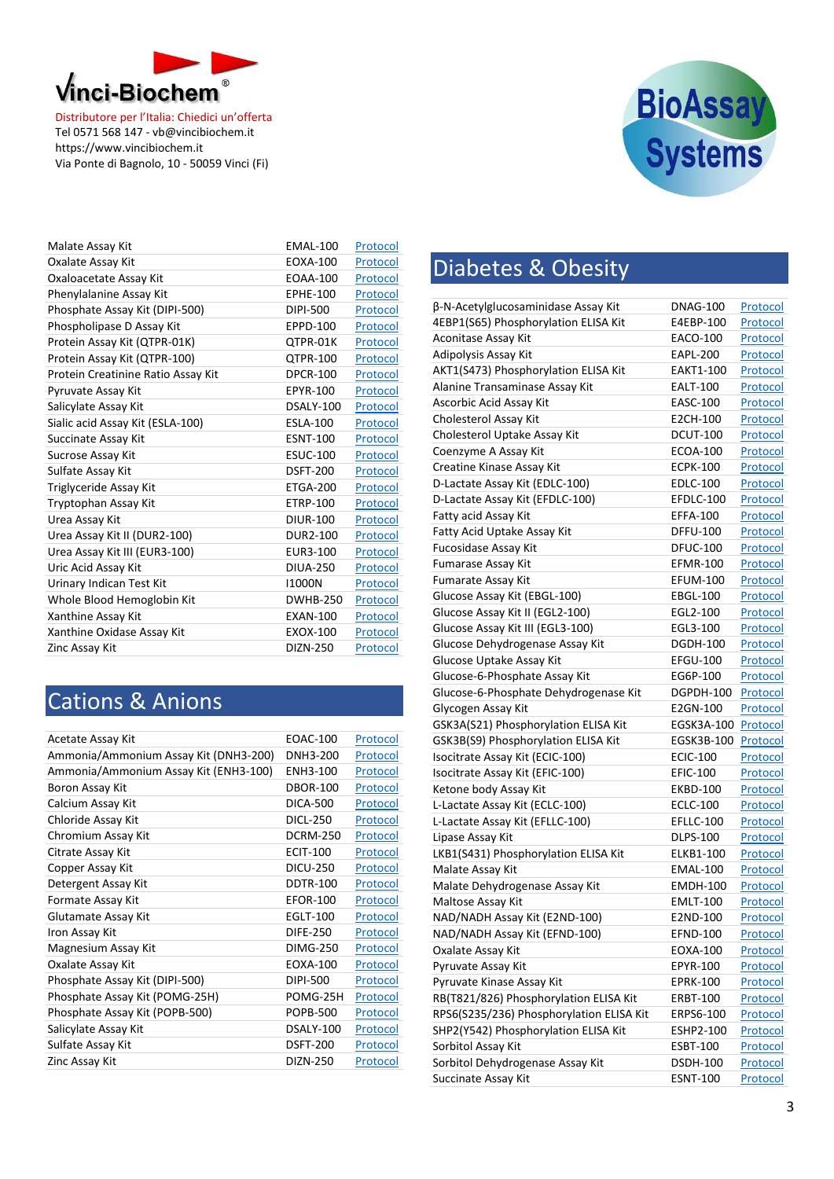Vinci-Biochem®

Distributore per l'Italia: Chiedici un'offerta
Tel 0571 568 147 - vb@vincibiochem.it
https://www.vincibiochem.it
Via Ponte di Bagnolo, 10 - 50059 Vinci (Fi)

BioAssay Systems

| | | |
|---|---|---|
| Malate Assay Kit | EMAL-100 | Protocol |
| Oxalate Assay Kit | EOXA-100 | Protocol |
| Oxaloacetate Assay Kit | EOAA-100 | Protocol |
| Phenylalanine Assay Kit | EPHE-100 | Protocol |
| Phosphate Assay Kit (DIPI-500) | DIPI-500 | Protocol |
| Phospholipase D Assay Kit | EPPD-100 | Protocol |
| Protein Assay Kit (QTPR-01K) | QTPR-01K | Protocol |
| Protein Assay Kit (QTPR-100) | QTPR-100 | Protocol |
| Protein Creatinine Ratio Assay Kit | DPCR-100 | Protocol |
| Pyruvate Assay Kit | EPYR-100 | Protocol |
| Salicylate Assay Kit | DSALY-100 | Protocol |
| Sialic acid Assay Kit (ESLA-100) | ESLA-100 | Protocol |
| Succinate Assay Kit | ESNT-100 | Protocol |
| Sucrose Assay Kit | ESUC-100 | Protocol |
| Sulfate Assay Kit | DSFT-200 | Protocol |
| Triglyceride Assay Kit | ETGA-200 | Protocol |
| Tryptophan Assay Kit | ETRP-100 | Protocol |
| Urea Assay Kit | DIUR-100 | Protocol |
| Urea Assay Kit II (DUR2-100) | DUR2-100 | Protocol |
| Urea Assay Kit III (EUR3-100) | EUR3-100 | Protocol |
| Uric Acid Assay Kit | DIUA-250 | Protocol |
| Urinary Indican Test Kit | I1000N | Protocol |
| Whole Blood Hemoglobin Kit | DWHB-250 | Protocol |
| Xanthine Assay Kit | EXAN-100 | Protocol |
| Xanthine Oxidase Assay Kit | EXOX-100 | Protocol |
| Zinc Assay Kit | DIZN-250 | Protocol |

## Cations & Anions

| | | |
|---|---|---|
| Acetate Assay Kit | EOAC-100 | Protocol |
| Ammonia/Ammonium Assay Kit (DNH3-200) | DNH3-200 | Protocol |
| Ammonia/Ammonium Assay Kit (ENH3-100) | ENH3-100 | Protocol |
| Boron Assay Kit | DBOR-100 | Protocol |
| Calcium Assay Kit | DICA-500 | Protocol |
| Chloride Assay Kit | DICL-250 | Protocol |
| Chromium Assay Kit | DCRM-250 | Protocol |
| Citrate Assay Kit | ECIT-100 | Protocol |
| Copper Assay Kit | DICU-250 | Protocol |
| Detergent Assay Kit | DDTR-100 | Protocol |
| Formate Assay Kit | EFOR-100 | Protocol |
| Glutamate Assay Kit | EGLT-100 | Protocol |
| Iron Assay Kit | DIFE-250 | Protocol |
| Magnesium Assay Kit | DIMG-250 | Protocol |
| Oxalate Assay Kit | EOXA-100 | Protocol |
| Phosphate Assay Kit (DIPI-500) | DIPI-500 | Protocol |
| Phosphate Assay Kit (POMG-25H) | POMG-25H | Protocol |
| Phosphate Assay Kit (POPB-500) | POPB-500 | Protocol |
| Salicylate Assay Kit | DSALY-100 | Protocol |
| Sulfate Assay Kit | DSFT-200 | Protocol |
| Zinc Assay Kit | DIZN-250 | Protocol |

## Diabetes & Obesity

| | | |
|---|---|---|
| β-N-Acetylglucosaminidase Assay Kit | DNAG-100 | Protocol |
| 4EBP1(S65) Phosphorylation ELISA Kit | E4EBP-100 | Protocol |
| Aconitase Assay Kit | EACO-100 | Protocol |
| Adipolysis Assay Kit | EAPL-200 | Protocol |
| AKT1(S473) Phosphorylation ELISA Kit | EAKT1-100 | Protocol |
| Alanine Transaminase Assay Kit | EALT-100 | Protocol |
| Ascorbic Acid Assay Kit | EASC-100 | Protocol |
| Cholesterol Assay Kit | E2CH-100 | Protocol |
| Cholesterol Uptake Assay Kit | DCUT-100 | Protocol |
| Coenzyme A Assay Kit | ECOA-100 | Protocol |
| Creatine Kinase Assay Kit | ECPK-100 | Protocol |
| D-Lactate Assay Kit (EDLC-100) | EDLC-100 | Protocol |
| D-Lactate Assay Kit (EFDLC-100) | EFDLC-100 | Protocol |
| Fatty acid Assay Kit | EFFA-100 | Protocol |
| Fatty Acid Uptake Assay Kit | DFFU-100 | Protocol |
| Fucosidase Assay Kit | DFUC-100 | Protocol |
| Fumarase Assay Kit | EFMR-100 | Protocol |
| Fumarate Assay Kit | EFUM-100 | Protocol |
| Glucose Assay Kit (EBGL-100) | EBGL-100 | Protocol |
| Glucose Assay Kit II (EGL2-100) | EGL2-100 | Protocol |
| Glucose Assay Kit III (EGL3-100) | EGL3-100 | Protocol |
| Glucose Dehydrogenase Assay Kit | DGDH-100 | Protocol |
| Glucose Uptake Assay Kit | EFGU-100 | Protocol |
| Glucose-6-Phosphate Assay Kit | EG6P-100 | Protocol |
| Glucose-6-Phosphate Dehydrogenase Kit | DGPDH-100 | Protocol |
| Glycogen Assay Kit | E2GN-100 | Protocol |
| GSK3A(S21) Phosphorylation ELISA Kit | EGSK3A-100 | Protocol |
| GSK3B(S9) Phosphorylation ELISA Kit | EGSK3B-100 | Protocol |
| Isocitrate Assay Kit (ECIC-100) | ECIC-100 | Protocol |
| Isocitrate Assay Kit (EFIC-100) | EFIC-100 | Protocol |
| Ketone body Assay Kit | EKBD-100 | Protocol |
| L-Lactate Assay Kit (ECLC-100) | ECLC-100 | Protocol |
| L-Lactate Assay Kit (EFLLC-100) | EFLLC-100 | Protocol |
| Lipase Assay Kit | DLPS-100 | Protocol |
| LKB1(S431) Phosphorylation ELISA Kit | ELKB1-100 | Protocol |
| Malate Assay Kit | EMAL-100 | Protocol |
| Malate Dehydrogenase Assay Kit | EMDH-100 | Protocol |
| Maltose Assay Kit | EMLT-100 | Protocol |
| NAD/NADH Assay Kit (E2ND-100) | E2ND-100 | Protocol |
| NAD/NADH Assay Kit (EFND-100) | EFND-100 | Protocol |
| Oxalate Assay Kit | EOXA-100 | Protocol |
| Pyruvate Assay Kit | EPYR-100 | Protocol |
| Pyruvate Kinase Assay Kit | EPRK-100 | Protocol |
| RB(T821/826) Phosphorylation ELISA Kit | ERBT-100 | Protocol |
| RPS6(S235/236) Phosphorylation ELISA Kit | ERPS6-100 | Protocol |
| SHP2(Y542) Phosphorylation ELISA Kit | ESHP2-100 | Protocol |
| Sorbitol Assay Kit | ESBT-100 | Protocol |
| Sorbitol Dehydrogenase Assay Kit | DSDH-100 | Protocol |
| Succinate Assay Kit | ESNT-100 | Protocol |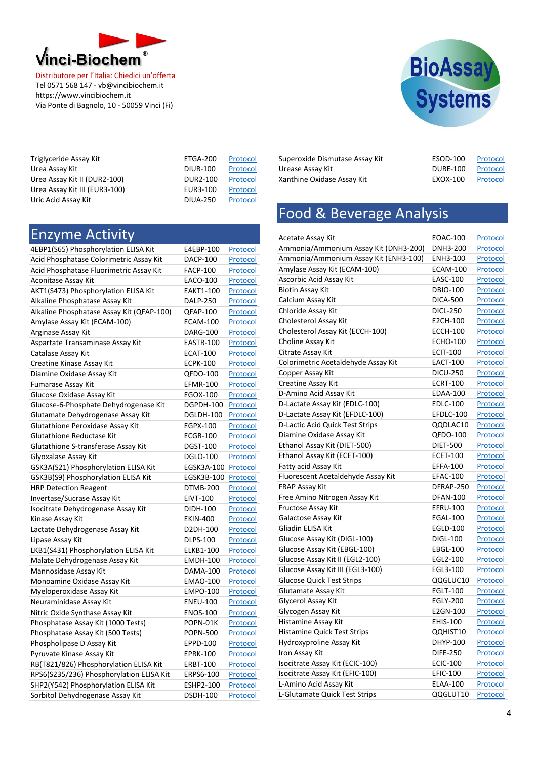Vinci-Biochem®

Distributore per l'Italia: Chiedici un'offerta
Tel 0571 568 147 - vb@vincibiochem.it
https://www.vincibiochem.it
Via Ponte di Bagnolo, 10 - 50059 Vinci (Fi)

BioAssay Systems

| | | |
|---|---|---|
| Triglyceride Assay Kit | ETGA-200 | Protocol |
| Urea Assay Kit | DIUR-100 | Protocol |
| Urea Assay Kit II (DUR2-100) | DUR2-100 | Protocol |
| Urea Assay Kit III (EUR3-100) | EUR3-100 | Protocol |
| Uric Acid Assay Kit | DIUA-250 | Protocol |

## Enzyme Activity

| | | |
|---|---|---|
| 4EBP1(S65) Phosphorylation ELISA Kit | E4EBP-100 | Protocol |
| Acid Phosphatase Colorimetric Assay Kit | DACP-100 | Protocol |
| Acid Phosphatase Fluorimetric Assay Kit | FACP-100 | Protocol |
| Aconitase Assay Kit | EACO-100 | Protocol |
| AKT1(S473) Phosphorylation ELISA Kit | EAKT1-100 | Protocol |
| Alkaline Phosphatase Assay Kit | DALP-250 | Protocol |
| Alkaline Phosphatase Assay Kit (QFAP-100) | QFAP-100 | Protocol |
| Amylase Assay Kit (ECAM-100) | ECAM-100 | Protocol |
| Arginase Assay Kit | DARG-100 | Protocol |
| Aspartate Transaminase Assay Kit | EASTR-100 | Protocol |
| Catalase Assay Kit | ECAT-100 | Protocol |
| Creatine Kinase Assay Kit | ECPK-100 | Protocol |
| Diamine Oxidase Assay Kit | QFDO-100 | Protocol |
| Fumarase Assay Kit | EFMR-100 | Protocol |
| Glucose Oxidase Assay Kit | EGOX-100 | Protocol |
| Glucose-6-Phosphate Dehydrogenase Kit | DGPDH-100 | Protocol |
| Glutamate Dehydrogenase Assay Kit | DGLDH-100 | Protocol |
| Glutathione Peroxidase Assay Kit | EGPX-100 | Protocol |
| Glutathione Reductase Kit | ECGR-100 | Protocol |
| Glutathione S-transferase Assay Kit | DGST-100 | Protocol |
| Glyoxalase Assay Kit | DGLO-100 | Protocol |
| GSK3A(S21) Phosphorylation ELISA Kit | EGSK3A-100 | Protocol |
| GSK3B(S9) Phosphorylation ELISA Kit | EGSK3B-100 | Protocol |
| HRP Detection Reagent | DTMB-200 | Protocol |
| Invertase/Sucrase Assay Kit | EIVT-100 | Protocol |
| Isocitrate Dehydrogenase Assay Kit | DIDH-100 | Protocol |
| Kinase Assay Kit | EKIN-400 | Protocol |
| Lactate Dehydrogenase Assay Kit | D2DH-100 | Protocol |
| Lipase Assay Kit | DLPS-100 | Protocol |
| LKB1(S431) Phosphorylation ELISA Kit | ELKB1-100 | Protocol |
| Malate Dehydrogenase Assay Kit | EMDH-100 | Protocol |
| Mannosidase Assay Kit | DAMA-100 | Protocol |
| Monoamine Oxidase Assay Kit | EMAO-100 | Protocol |
| Myeloperoxidase Assay Kit | EMPO-100 | Protocol |
| Neuraminidase Assay Kit | ENEU-100 | Protocol |
| Nitric Oxide Synthase Assay Kit | ENOS-100 | Protocol |
| Phosphatase Assay Kit (1000 Tests) | POPN-01K | Protocol |
| Phosphatase Assay Kit (500 Tests) | POPN-500 | Protocol |
| Phospholipase D Assay Kit | EPPD-100 | Protocol |
| Pyruvate Kinase Assay Kit | EPRK-100 | Protocol |
| RB(T821/826) Phosphorylation ELISA Kit | ERBT-100 | Protocol |
| RPS6(S235/236) Phosphorylation ELISA Kit | ERPS6-100 | Protocol |
| SHP2(Y542) Phosphorylation ELISA Kit | ESHP2-100 | Protocol |
| Sorbitol Dehydrogenase Assay Kit | DSDH-100 | Protocol |

| | | |
|---|---|---|
| Superoxide Dismutase Assay Kit | ESOD-100 | Protocol |
| Urease Assay Kit | DURE-100 | Protocol |
| Xanthine Oxidase Assay Kit | EXOX-100 | Protocol |

## Food & Beverage Analysis

| | | |
|---|---|---|
| Acetate Assay Kit | EOAC-100 | Protocol |
| Ammonia/Ammonium Assay Kit (DNH3-200) | DNH3-200 | Protocol |
| Ammonia/Ammonium Assay Kit (ENH3-100) | ENH3-100 | Protocol |
| Amylase Assay Kit (ECAM-100) | ECAM-100 | Protocol |
| Ascorbic Acid Assay Kit | EASC-100 | Protocol |
| Biotin Assay Kit | DBIO-100 | Protocol |
| Calcium Assay Kit | DICA-500 | Protocol |
| Chloride Assay Kit | DICL-250 | Protocol |
| Cholesterol Assay Kit | E2CH-100 | Protocol |
| Cholesterol Assay Kit (ECCH-100) | ECCH-100 | Protocol |
| Choline Assay Kit | ECHO-100 | Protocol |
| Citrate Assay Kit | ECIT-100 | Protocol |
| Colorimetric Acetaldehyde Assay Kit | EACT-100 | Protocol |
| Copper Assay Kit | DICU-250 | Protocol |
| Creatine Assay Kit | ECRT-100 | Protocol |
| D-Amino Acid Assay Kit | EDAA-100 | Protocol |
| D-Lactate Assay Kit (EDLC-100) | EDLC-100 | Protocol |
| D-Lactate Assay Kit (EFDLC-100) | EFDLC-100 | Protocol |
| D-Lactic Acid Quick Test Strips | QQDLAC10 | Protocol |
| Diamine Oxidase Assay Kit | QFDO-100 | Protocol |
| Ethanol Assay Kit (DIET-500) | DIET-500 | Protocol |
| Ethanol Assay Kit (ECET-100) | ECET-100 | Protocol |
| Fatty acid Assay Kit | EFFA-100 | Protocol |
| Fluorescent Acetaldehyde Assay Kit | EFAC-100 | Protocol |
| FRAP Assay Kit | DFRAP-250 | Protocol |
| Free Amino Nitrogen Assay Kit | DFAN-100 | Protocol |
| Fructose Assay Kit | EFRU-100 | Protocol |
| Galactose Assay Kit | EGAL-100 | Protocol |
| Gliadin ELISA Kit | EGLD-100 | Protocol |
| Glucose Assay Kit (DIGL-100) | DIGL-100 | Protocol |
| Glucose Assay Kit (EBGL-100) | EBGL-100 | Protocol |
| Glucose Assay Kit II (EGL2-100) | EGL2-100 | Protocol |
| Glucose Assay Kit III (EGL3-100) | EGL3-100 | Protocol |
| Glucose Quick Test Strips | QQGLUC10 | Protocol |
| Glutamate Assay Kit | EGLT-100 | Protocol |
| Glycerol Assay Kit | EGLY-200 | Protocol |
| Glycogen Assay Kit | E2GN-100 | Protocol |
| Histamine Assay Kit | EHIS-100 | Protocol |
| Histamine Quick Test Strips | QQHIST10 | Protocol |
| Hydroxyproline Assay Kit | DHYP-100 | Protocol |
| Iron Assay Kit | DIFE-250 | Protocol |
| Isocitrate Assay Kit (ECIC-100) | ECIC-100 | Protocol |
| Isocitrate Assay Kit (EFIC-100) | EFIC-100 | Protocol |
| L-Amino Acid Assay Kit | ELAA-100 | Protocol |
| L-Glutamate Quick Test Strips | QQGLUT10 | Protocol |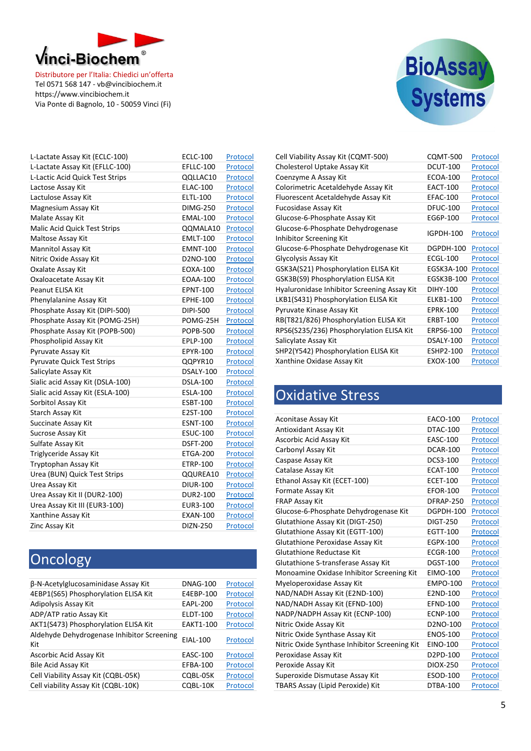Vinci-Biochem®

Distributore per l'Italia: Chiedici un'offerta
Tel 0571 568 147 - vb@vincibiochem.it
https://www.vincibiochem.it
Via Ponte di Bagnolo, 10 - 50059 Vinci (Fi)

BioAssay Systems

| | | |
|---|---|---|
| L-Lactate Assay Kit (ECLC-100) | ECLC-100 | Protocol |
| L-Lactate Assay Kit (EFLLC-100) | EFLLC-100 | Protocol |
| L-Lactic Acid Quick Test Strips | QQLLAC10 | Protocol |
| Lactose Assay Kit | ELAC-100 | Protocol |
| Lactulose Assay Kit | ELTL-100 | Protocol |
| Magnesium Assay Kit | DIMG-250 | Protocol |
| Malate Assay Kit | EMAL-100 | Protocol |
| Malic Acid Quick Test Strips | QQMALA10 | Protocol |
| Maltose Assay Kit | EMLT-100 | Protocol |
| Mannitol Assay Kit | EMNT-100 | Protocol |
| Nitric Oxide Assay Kit | D2NO-100 | Protocol |
| Oxalate Assay Kit | EOXA-100 | Protocol |
| Oxaloacetate Assay Kit | EOAA-100 | Protocol |
| Peanut ELISA Kit | EPNT-100 | Protocol |
| Phenylalanine Assay Kit | EPHE-100 | Protocol |
| Phosphate Assay Kit (DIPI-500) | DIPI-500 | Protocol |
| Phosphate Assay Kit (POMG-25H) | POMG-25H | Protocol |
| Phosphate Assay Kit (POPB-500) | POPB-500 | Protocol |
| Phospholipid Assay Kit | EPLP-100 | Protocol |
| Pyruvate Assay Kit | EPYR-100 | Protocol |
| Pyruvate Quick Test Strips | QQPYR10 | Protocol |
| Salicylate Assay Kit | DSALY-100 | Protocol |
| Sialic acid Assay Kit (DSLA-100) | DSLA-100 | Protocol |
| Sialic acid Assay Kit (ESLA-100) | ESLA-100 | Protocol |
| Sorbitol Assay Kit | ESBT-100 | Protocol |
| Starch Assay Kit | E2ST-100 | Protocol |
| Succinate Assay Kit | ESNT-100 | Protocol |
| Sucrose Assay Kit | ESUC-100 | Protocol |
| Sulfate Assay Kit | DSFT-200 | Protocol |
| Triglyceride Assay Kit | ETGA-200 | Protocol |
| Tryptophan Assay Kit | ETRP-100 | Protocol |
| Urea (BUN) Quick Test Strips | QQUREA10 | Protocol |
| Urea Assay Kit | DIUR-100 | Protocol |
| Urea Assay Kit II (DUR2-100) | DUR2-100 | Protocol |
| Urea Assay Kit III (EUR3-100) | EUR3-100 | Protocol |
| Xanthine Assay Kit | EXAN-100 | Protocol |
| Zinc Assay Kit | DIZN-250 | Protocol |

## Oncology

| | | |
|---|---|---|
| β-N-Acetylglucosaminidase Assay Kit | DNAG-100 | Protocol |
| 4EBP1(S65) Phosphorylation ELISA Kit | E4EBP-100 | Protocol |
| Adipolysis Assay Kit | EAPL-200 | Protocol |
| ADP/ATP ratio Assay Kit | ELDT-100 | Protocol |
| AKT1(S473) Phosphorylation ELISA Kit | EAKT1-100 | Protocol |
| Aldehyde Dehydrogenase Inhibitor Screening Kit | EIAL-100 | Protocol |
| Ascorbic Acid Assay Kit | EASC-100 | Protocol |
| Bile Acid Assay Kit | EFBA-100 | Protocol |
| Cell Viability Assay Kit (CQBL-05K) | CQBL-05K | Protocol |
| Cell viability Assay Kit (CQBL-10K) | CQBL-10K | Protocol |
| Cell Viability Assay Kit (CQMT-500) | CQMT-500 | Protocol |
| Cholesterol Uptake Assay Kit | DCUT-100 | Protocol |
| Coenzyme A Assay Kit | ECOA-100 | Protocol |
| Colorimetric Acetaldehyde Assay Kit | EACT-100 | Protocol |
| Fluorescent Acetaldehyde Assay Kit | EFAC-100 | Protocol |
| Fucosidase Assay Kit | DFUC-100 | Protocol |
| Glucose-6-Phosphate Assay Kit | EG6P-100 | Protocol |
| Glucose-6-Phosphate Dehydrogenase Inhibitor Screening Kit | IGPDH-100 | Protocol |
| Glucose-6-Phosphate Dehydrogenase Kit | DGPDH-100 | Protocol |
| Glycolysis Assay Kit | ECGL-100 | Protocol |
| GSK3A(S21) Phosphorylation ELISA Kit | EGSK3A-100 | Protocol |
| GSK3B(S9) Phosphorylation ELISA Kit | EGSK3B-100 | Protocol |
| Hyaluronidase Inhibitor Screening Assay Kit | DIHY-100 | Protocol |
| LKB1(S431) Phosphorylation ELISA Kit | ELKB1-100 | Protocol |
| Pyruvate Kinase Assay Kit | EPRK-100 | Protocol |
| RB(T821/826) Phosphorylation ELISA Kit | ERBT-100 | Protocol |
| RPS6(S235/236) Phosphorylation ELISA Kit | ERPS6-100 | Protocol |
| Salicylate Assay Kit | DSALY-100 | Protocol |
| SHP2(Y542) Phosphorylation ELISA Kit | ESHP2-100 | Protocol |
| Xanthine Oxidase Assay Kit | EXOX-100 | Protocol |

## Oxidative Stress

| | | |
|---|---|---|
| Aconitase Assay Kit | EACO-100 | Protocol |
| Antioxidant Assay Kit | DTAC-100 | Protocol |
| Ascorbic Acid Assay Kit | EASC-100 | Protocol |
| Carbonyl Assay Kit | DCAR-100 | Protocol |
| Caspase Assay Kit | DCS3-100 | Protocol |
| Catalase Assay Kit | ECAT-100 | Protocol |
| Ethanol Assay Kit (ECET-100) | ECET-100 | Protocol |
| Formate Assay Kit | EFOR-100 | Protocol |
| FRAP Assay Kit | DFRAP-250 | Protocol |
| Glucose-6-Phosphate Dehydrogenase Kit | DGPDH-100 | Protocol |
| Glutathione Assay Kit (DIGT-250) | DIGT-250 | Protocol |
| Glutathione Assay Kit (EGTT-100) | EGTT-100 | Protocol |
| Glutathione Peroxidase Assay Kit | EGPX-100 | Protocol |
| Glutathione Reductase Kit | ECGR-100 | Protocol |
| Glutathione S-transferase Assay Kit | DGST-100 | Protocol |
| Monoamine Oxidase Inhibitor Screening Kit | EIMO-100 | Protocol |
| Myeloperoxidase Assay Kit | EMPO-100 | Protocol |
| NAD/NADH Assay Kit (E2ND-100) | E2ND-100 | Protocol |
| NAD/NADH Assay Kit (EFND-100) | EFND-100 | Protocol |
| NADP/NADPH Assay Kit (ECNP-100) | ECNP-100 | Protocol |
| Nitric Oxide Assay Kit | D2NO-100 | Protocol |
| Nitric Oxide Synthase Assay Kit | ENOS-100 | Protocol |
| Nitric Oxide Synthase Inhibitor Screening Kit | EINO-100 | Protocol |
| Peroxidase Assay Kit | D2PD-100 | Protocol |
| Peroxide Assay Kit | DIOX-250 | Protocol |
| Superoxide Dismutase Assay Kit | ESOD-100 | Protocol |
| TBARS Assay (Lipid Peroxide) Kit | DTBA-100 | Protocol |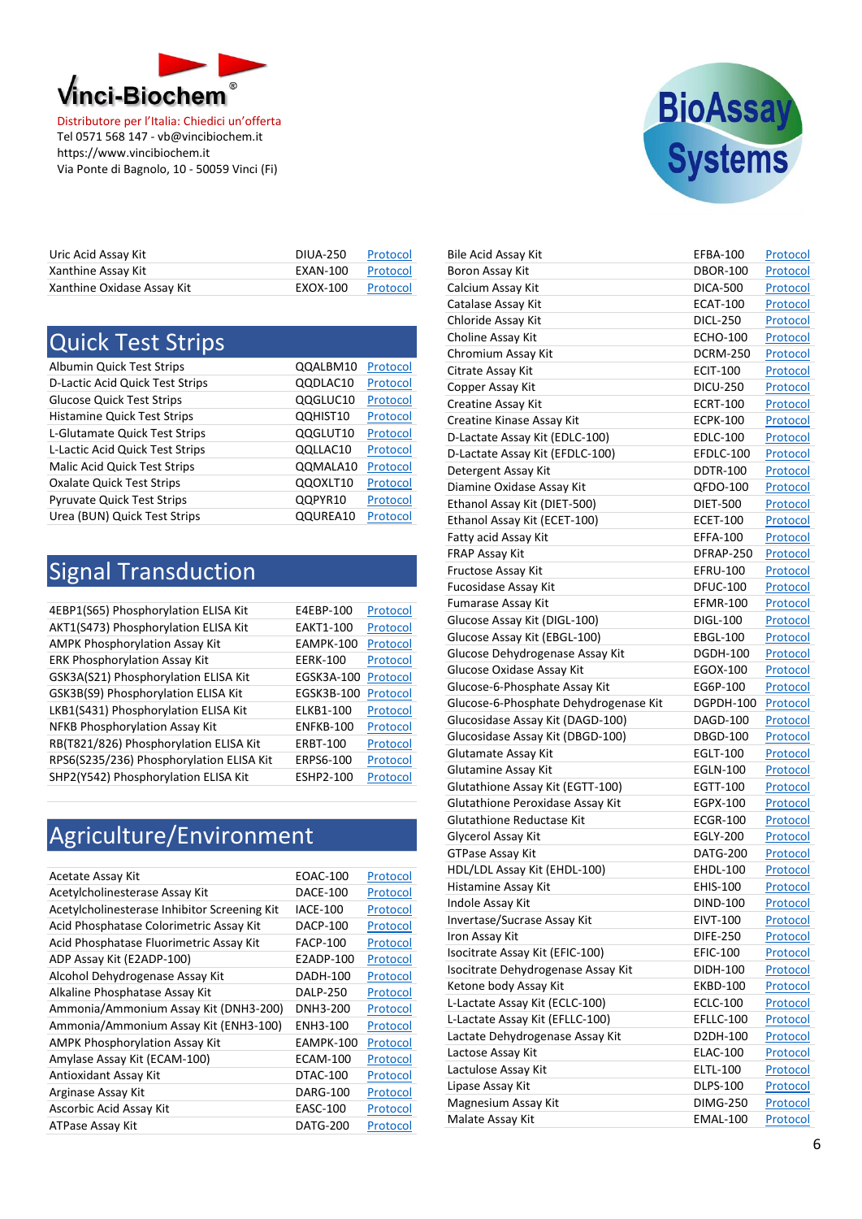Vinci-Biochem®

Distributore per l'Italia: Chiedici un'offerta
Tel 0571 568 147 - vb@vincibiochem.it
https://www.vincibiochem.it
Via Ponte di Bagnolo, 10 - 50059 Vinci (Fi)

BioAssay Systems

| | | |
|---|---|---|
| Uric Acid Assay Kit | DIUA-250 | Protocol |
| Xanthine Assay Kit | EXAN-100 | Protocol |
| Xanthine Oxidase Assay Kit | EXOX-100 | Protocol |

## Quick Test Strips

| | | |
|---|---|---|
| Albumin Quick Test Strips | QQALBM10 | Protocol |
| D-Lactic Acid Quick Test Strips | QQDLAC10 | Protocol |
| Glucose Quick Test Strips | QQGLUC10 | Protocol |
| Histamine Quick Test Strips | QQHIST10 | Protocol |
| L-Glutamate Quick Test Strips | QQGLUT10 | Protocol |
| L-Lactic Acid Quick Test Strips | QQLLAC10 | Protocol |
| Malic Acid Quick Test Strips | QQMALA10 | Protocol |
| Oxalate Quick Test Strips | QQOXLT10 | Protocol |
| Pyruvate Quick Test Strips | QQPYR10 | Protocol |
| Urea (BUN) Quick Test Strips | QQUREA10 | Protocol |

## Signal Transduction

| | | |
|---|---|---|
| 4EBP1(S65) Phosphorylation ELISA Kit | E4EBP-100 | Protocol |
| AKT1(S473) Phosphorylation ELISA Kit | EAKT1-100 | Protocol |
| AMPK Phosphorylation Assay Kit | EAMPK-100 | Protocol |
| ERK Phosphorylation Assay Kit | EERK-100 | Protocol |
| GSK3A(S21) Phosphorylation ELISA Kit | EGSK3A-100 | Protocol |
| GSK3B(S9) Phosphorylation ELISA Kit | EGSK3B-100 | Protocol |
| LKB1(S431) Phosphorylation ELISA Kit | ELKB1-100 | Protocol |
| NFKB Phosphorylation Assay Kit | ENFKB-100 | Protocol |
| RB(T821/826) Phosphorylation ELISA Kit | ERBT-100 | Protocol |
| RPS6(S235/236) Phosphorylation ELISA Kit | ERPS6-100 | Protocol |
| SHP2(Y542) Phosphorylation ELISA Kit | ESHP2-100 | Protocol |

## Agriculture/Environment

| | | |
|---|---|---|
| Acetate Assay Kit | EOAC-100 | Protocol |
| Acetylcholinesterase Assay Kit | DACE-100 | Protocol |
| Acetylcholinesterase Inhibitor Screening Kit | IACE-100 | Protocol |
| Acid Phosphatase Colorimetric Assay Kit | DACP-100 | Protocol |
| Acid Phosphatase Fluorimetric Assay Kit | FACP-100 | Protocol |
| ADP Assay Kit (E2ADP-100) | E2ADP-100 | Protocol |
| Alcohol Dehydrogenase Assay Kit | DADH-100 | Protocol |
| Alkaline Phosphatase Assay Kit | DALP-250 | Protocol |
| Ammonia/Ammonium Assay Kit (DNH3-200) | DNH3-200 | Protocol |
| Ammonia/Ammonium Assay Kit (ENH3-100) | ENH3-100 | Protocol |
| AMPK Phosphorylation Assay Kit | EAMPK-100 | Protocol |
| Amylase Assay Kit (ECAM-100) | ECAM-100 | Protocol |
| Antioxidant Assay Kit | DTAC-100 | Protocol |
| Arginase Assay Kit | DARG-100 | Protocol |
| Ascorbic Acid Assay Kit | EASC-100 | Protocol |
| ATPase Assay Kit | DATG-200 | Protocol |
| Bile Acid Assay Kit | EFBA-100 | Protocol |
| Boron Assay Kit | DBOR-100 | Protocol |
| Calcium Assay Kit | DICA-500 | Protocol |
| Catalase Assay Kit | ECAT-100 | Protocol |
| Chloride Assay Kit | DICL-250 | Protocol |
| Choline Assay Kit | ECHO-100 | Protocol |
| Chromium Assay Kit | DCRM-250 | Protocol |
| Citrate Assay Kit | ECIT-100 | Protocol |
| Copper Assay Kit | DICU-250 | Protocol |
| Creatine Assay Kit | ECRT-100 | Protocol |
| Creatine Kinase Assay Kit | ECPK-100 | Protocol |
| D-Lactate Assay Kit (EDLC-100) | EDLC-100 | Protocol |
| D-Lactate Assay Kit (EFDLC-100) | EFDLC-100 | Protocol |
| Detergent Assay Kit | DDTR-100 | Protocol |
| Diamine Oxidase Assay Kit | QFDO-100 | Protocol |
| Ethanol Assay Kit (DIET-500) | DIET-500 | Protocol |
| Ethanol Assay Kit (ECET-100) | ECET-100 | Protocol |
| Fatty acid Assay Kit | EFFA-100 | Protocol |
| FRAP Assay Kit | DFRAP-250 | Protocol |
| Fructose Assay Kit | EFRU-100 | Protocol |
| Fucosidase Assay Kit | DFUC-100 | Protocol |
| Fumarase Assay Kit | EFMR-100 | Protocol |
| Glucose Assay Kit (DIGL-100) | DIGL-100 | Protocol |
| Glucose Assay Kit (EBGL-100) | EBGL-100 | Protocol |
| Glucose Dehydrogenase Assay Kit | DGDH-100 | Protocol |
| Glucose Oxidase Assay Kit | EGOX-100 | Protocol |
| Glucose-6-Phosphate Assay Kit | EG6P-100 | Protocol |
| Glucose-6-Phosphate Dehydrogenase Kit | DGPDH-100 | Protocol |
| Glucosidase Assay Kit (DAGD-100) | DAGD-100 | Protocol |
| Glucosidase Assay Kit (DBGD-100) | DBGD-100 | Protocol |
| Glutamate Assay Kit | EGLT-100 | Protocol |
| Glutamine Assay Kit | EGLN-100 | Protocol |
| Glutathione Assay Kit (EGTT-100) | EGTT-100 | Protocol |
| Glutathione Peroxidase Assay Kit | EGPX-100 | Protocol |
| Glutathione Reductase Kit | ECGR-100 | Protocol |
| Glycerol Assay Kit | EGLY-200 | Protocol |
| GTPase Assay Kit | DATG-200 | Protocol |
| HDL/LDL Assay Kit (EHDL-100) | EHDL-100 | Protocol |
| Histamine Assay Kit | EHIS-100 | Protocol |
| Indole Assay Kit | DIND-100 | Protocol |
| Invertase/Sucrase Assay Kit | EIVT-100 | Protocol |
| Iron Assay Kit | DIFE-250 | Protocol |
| Isocitrate Assay Kit (EFIC-100) | EFIC-100 | Protocol |
| Isocitrate Dehydrogenase Assay Kit | DIDH-100 | Protocol |
| Ketone body Assay Kit | EKBD-100 | Protocol |
| L-Lactate Assay Kit (ECLC-100) | ECLC-100 | Protocol |
| L-Lactate Assay Kit (EFLLC-100) | EFLLC-100 | Protocol |
| Lactate Dehydrogenase Assay Kit | D2DH-100 | Protocol |
| Lactose Assay Kit | ELAC-100 | Protocol |
| Lactulose Assay Kit | ELTL-100 | Protocol |
| Lipase Assay Kit | DLPS-100 | Protocol |
| Magnesium Assay Kit | DIMG-250 | Protocol |
| Malate Assay Kit | EMAL-100 | Protocol |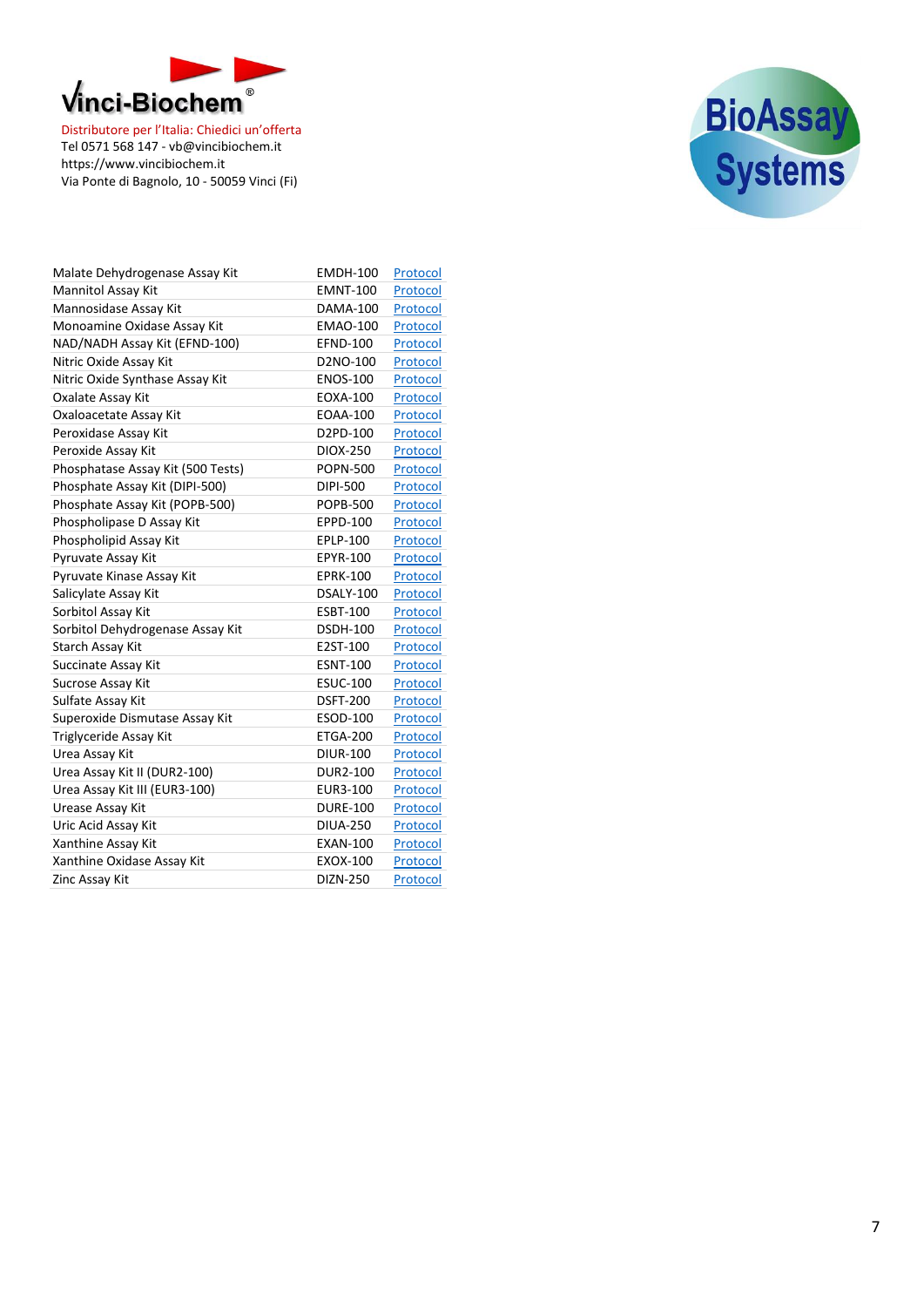Vinci-Biochem®

Distributore per l'Italia: Chiedici un'offerta
Tel 0571 568 147 - vb@vincibiochem.it
https://www.vincibiochem.it
Via Ponte di Bagnolo, 10 - 50059 Vinci (Fi)

BioAssay Systems

| | | |
|---|---|---|
| Malate Dehydrogenase Assay Kit | EMDH-100 | Protocol |
| Mannitol Assay Kit | EMNT-100 | Protocol |
| Mannosidase Assay Kit | DAMA-100 | Protocol |
| Monoamine Oxidase Assay Kit | EMAO-100 | Protocol |
| NAD/NADH Assay Kit (EFND-100) | EFND-100 | Protocol |
| Nitric Oxide Assay Kit | D2NO-100 | Protocol |
| Nitric Oxide Synthase Assay Kit | ENOS-100 | Protocol |
| Oxalate Assay Kit | EOXA-100 | Protocol |
| Oxaloacetate Assay Kit | EOAA-100 | Protocol |
| Peroxidase Assay Kit | D2PD-100 | Protocol |
| Peroxide Assay Kit | DIOX-250 | Protocol |
| Phosphatase Assay Kit (500 Tests) | POPN-500 | Protocol |
| Phosphate Assay Kit (DIPI-500) | DIPI-500 | Protocol |
| Phosphate Assay Kit (POPB-500) | POPB-500 | Protocol |
| Phospholipase D Assay Kit | EPPD-100 | Protocol |
| Phospholipid Assay Kit | EPLP-100 | Protocol |
| Pyruvate Assay Kit | EPYR-100 | Protocol |
| Pyruvate Kinase Assay Kit | EPRK-100 | Protocol |
| Salicylate Assay Kit | DSALY-100 | Protocol |
| Sorbitol Assay Kit | ESBT-100 | Protocol |
| Sorbitol Dehydrogenase Assay Kit | DSDH-100 | Protocol |
| Starch Assay Kit | E2ST-100 | Protocol |
| Succinate Assay Kit | ESNT-100 | Protocol |
| Sucrose Assay Kit | ESUC-100 | Protocol |
| Sulfate Assay Kit | DSFT-200 | Protocol |
| Superoxide Dismutase Assay Kit | ESOD-100 | Protocol |
| Triglyceride Assay Kit | ETGA-200 | Protocol |
| Urea Assay Kit | DIUR-100 | Protocol |
| Urea Assay Kit II (DUR2-100) | DUR2-100 | Protocol |
| Urea Assay Kit III (EUR3-100) | EUR3-100 | Protocol |
| Urease Assay Kit | DURE-100 | Protocol |
| Uric Acid Assay Kit | DIUA-250 | Protocol |
| Xanthine Assay Kit | EXAN-100 | Protocol |
| Xanthine Oxidase Assay Kit | EXOX-100 | Protocol |
| Zinc Assay Kit | DIZN-250 | Protocol |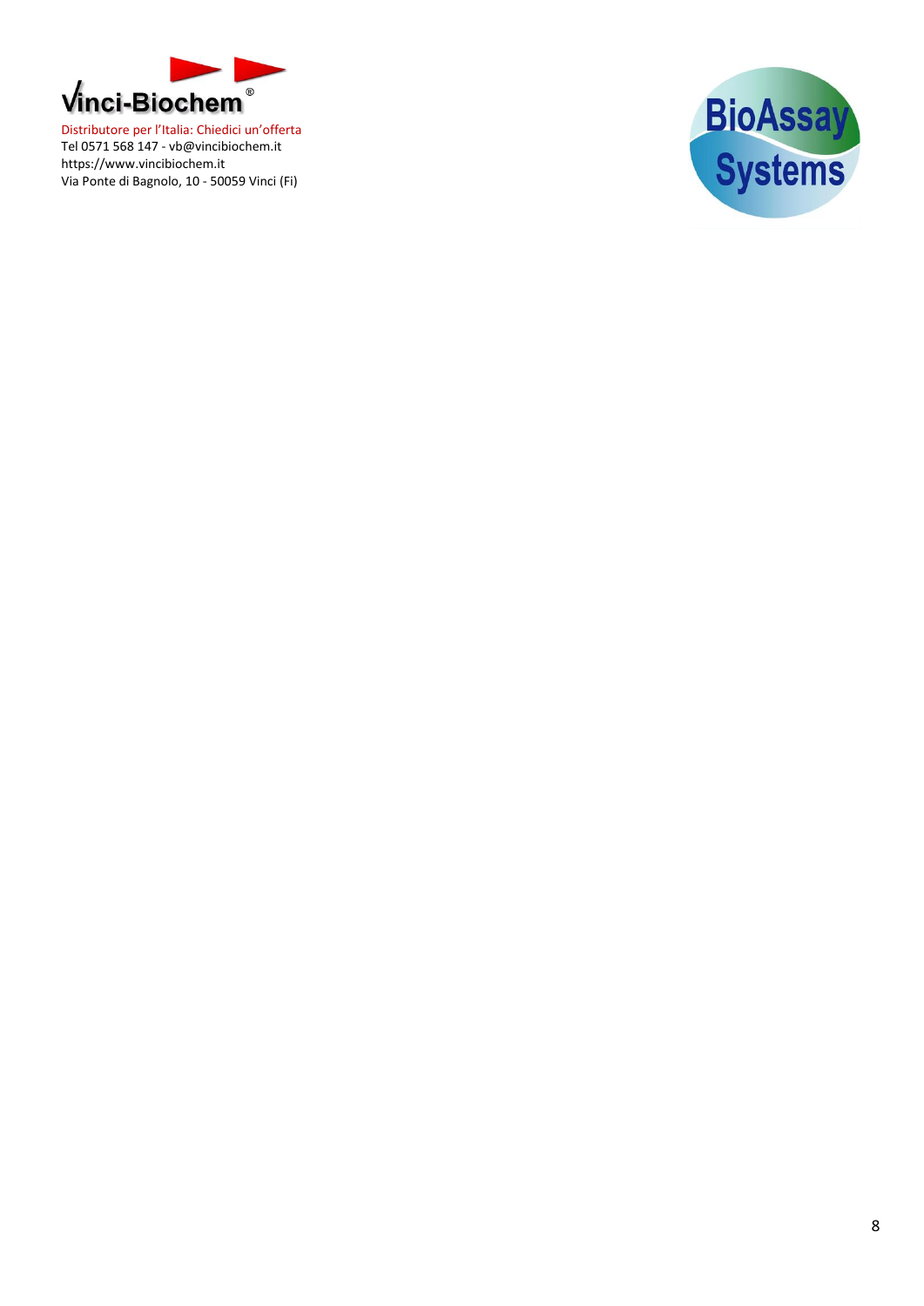Vinci-Biochem®

Distributore per l'Italia: Chiedici un'offerta
Tel 0571 568 147 - vb@vincibiochem.it
https://www.vincibiochem.it
Via Ponte di Bagnolo, 10 - 50059 Vinci (Fi)

BioAssay Systems